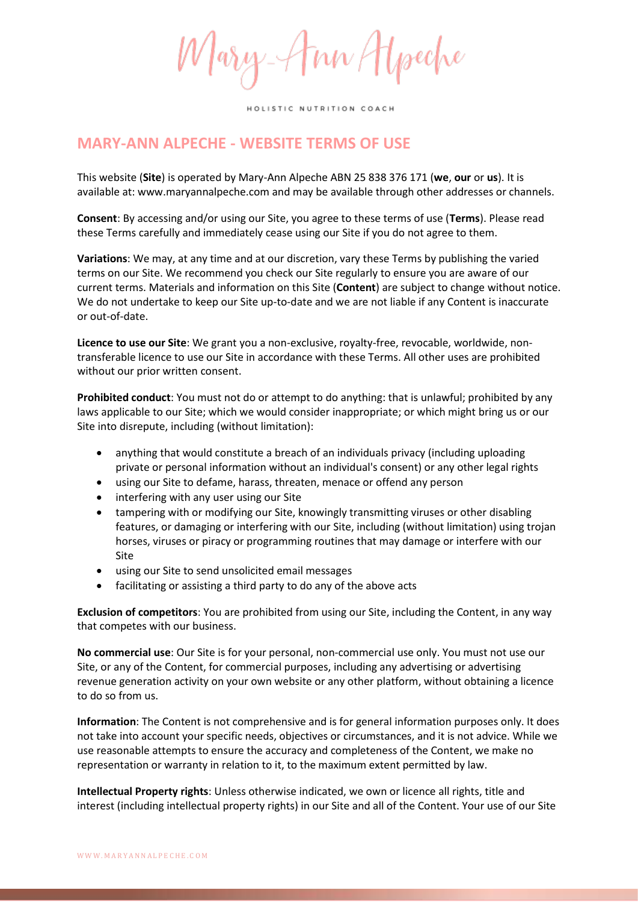Mary-Ann Alpeche

HOLISTIC NUTRITION COACH

# MARY-ANN ALPECHE - WEBSITE TERMS OF USE

This website (**Site**) is operated by Mary-Ann Alpeche ABN 25 838 376 171 (**we**, **our** or **us**). It is available at: www.maryannalpeche.com and may be available through other addresses or channels.

**Consent**: By accessing and/or using our Site, you agree to these terms of use (**Terms**). Please read these Terms carefully and immediately cease using our Site if you do not agree to them.

**Variations**: We may, at any time and at our discretion, vary these Terms by publishing the varied terms on our Site. We recommend you check our Site regularly to ensure you are aware of our current terms. Materials and information on this Site (**Content**) are subject to change without notice. We do not undertake to keep our Site up-to-date and we are not liable if any Content is inaccurate or out-of-date.

**Licence to use our Site**: We grant you a non-exclusive, royalty-free, revocable, worldwide, non-transferable licence to use our Site in accordance with these Terms. All other uses are prohibited without our prior written consent.

**Prohibited conduct**: You must not do or attempt to do anything: that is unlawful; prohibited by any laws applicable to our Site; which we would consider inappropriate; or which might bring us or our Site into disrepute, including (without limitation):

- anything that would constitute a breach of an individuals privacy (including uploading private or personal information without an individual's consent) or any other legal rights
- using our Site to defame, harass, threaten, menace or offend any person
- interfering with any user using our Site
- tampering with or modifying our Site, knowingly transmitting viruses or other disabling features, or damaging or interfering with our Site, including (without limitation) using trojan horses, viruses or piracy or programming routines that may damage or interfere with our Site
- using our Site to send unsolicited email messages
- facilitating or assisting a third party to do any of the above acts

**Exclusion of competitors**: You are prohibited from using our Site, including the Content, in any way that competes with our business.

**No commercial use**: Our Site is for your personal, non-commercial use only. You must not use our Site, or any of the Content, for commercial purposes, including any advertising or advertising revenue generation activity on your own website or any other platform, without obtaining a licence to do so from us.

**Information**: The Content is not comprehensive and is for general information purposes only. It does not take into account your specific needs, objectives or circumstances, and it is not advice. While we use reasonable attempts to ensure the accuracy and completeness of the Content, we make no representation or warranty in relation to it, to the maximum extent permitted by law.

**Intellectual Property rights**: Unless otherwise indicated, we own or licence all rights, title and interest (including intellectual property rights) in our Site and all of the Content. Your use of our Site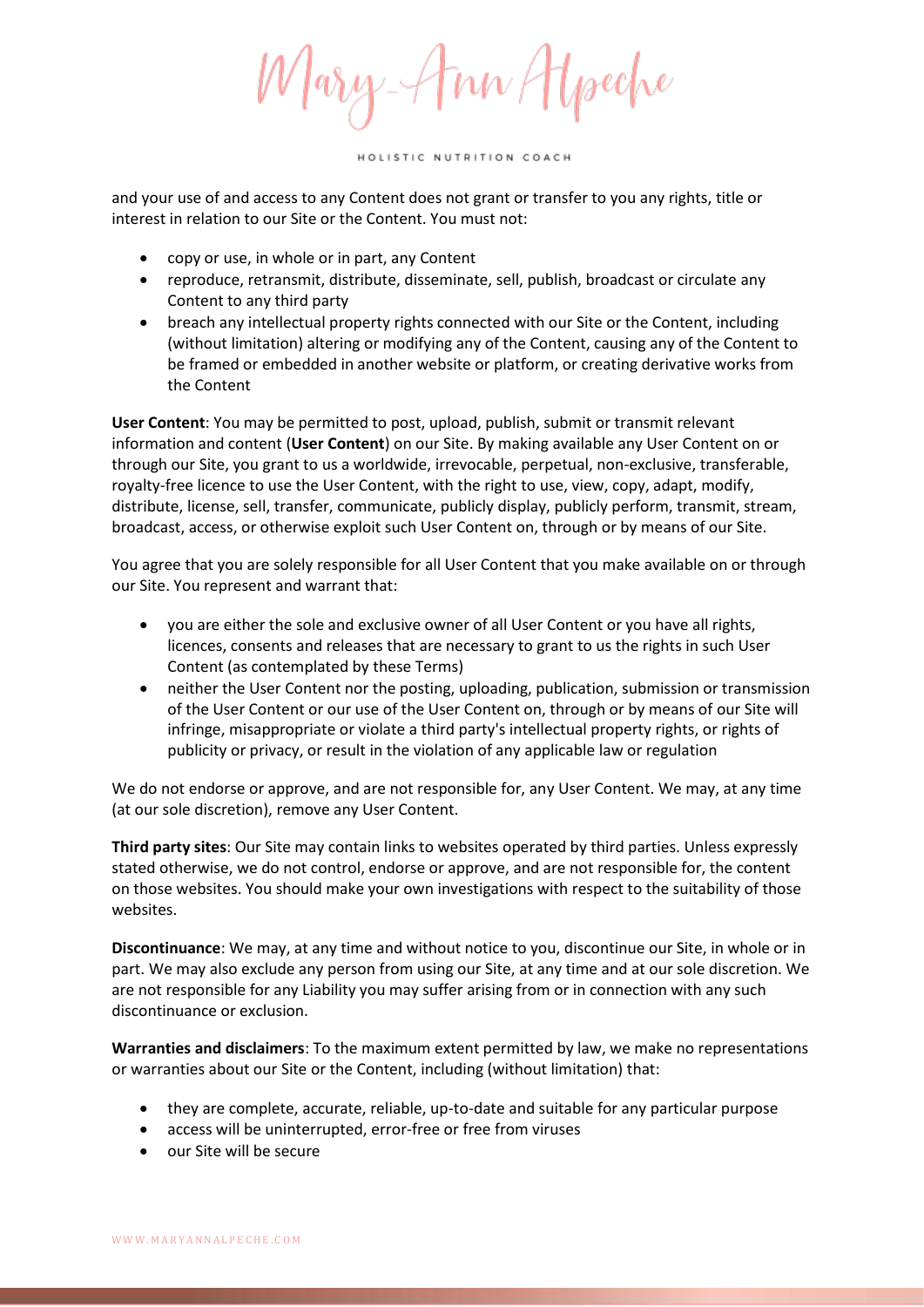and your use of and access to any Content does not grant or transfer to you any rights, title or interest in relation to our Site or the Content. You must not:

- copy or use, in whole or in part, any Content
- reproduce, retransmit, distribute, disseminate, sell, publish, broadcast or circulate any Content to any third party
- breach any intellectual property rights connected with our Site or the Content, including (without limitation) altering or modifying any of the Content, causing any of the Content to be framed or embedded in another website or platform, or creating derivative works from the Content

**User Content**: You may be permitted to post, upload, publish, submit or transmit relevant information and content (**User Content**) on our Site. By making available any User Content on or through our Site, you grant to us a worldwide, irrevocable, perpetual, non-exclusive, transferable, royalty-free licence to use the User Content, with the right to use, view, copy, adapt, modify, distribute, license, sell, transfer, communicate, publicly display, publicly perform, transmit, stream, broadcast, access, or otherwise exploit such User Content on, through or by means of our Site.

You agree that you are solely responsible for all User Content that you make available on or through our Site. You represent and warrant that:

- you are either the sole and exclusive owner of all User Content or you have all rights, licences, consents and releases that are necessary to grant to us the rights in such User Content (as contemplated by these Terms)
- neither the User Content nor the posting, uploading, publication, submission or transmission of the User Content or our use of the User Content on, through or by means of our Site will infringe, misappropriate or violate a third party's intellectual property rights, or rights of publicity or privacy, or result in the violation of any applicable law or regulation

We do not endorse or approve, and are not responsible for, any User Content. We may, at any time (at our sole discretion), remove any User Content.

**Third party sites**: Our Site may contain links to websites operated by third parties. Unless expressly stated otherwise, we do not control, endorse or approve, and are not responsible for, the content on those websites. You should make your own investigations with respect to the suitability of those websites.

**Discontinuance**: We may, at any time and without notice to you, discontinue our Site, in whole or in part. We may also exclude any person from using our Site, at any time and at our sole discretion. We are not responsible for any Liability you may suffer arising from or in connection with any such discontinuance or exclusion.

**Warranties and disclaimers**: To the maximum extent permitted by law, we make no representations or warranties about our Site or the Content, including (without limitation) that:

- they are complete, accurate, reliable, up-to-date and suitable for any particular purpose
- access will be uninterrupted, error-free or free from viruses
- our Site will be secure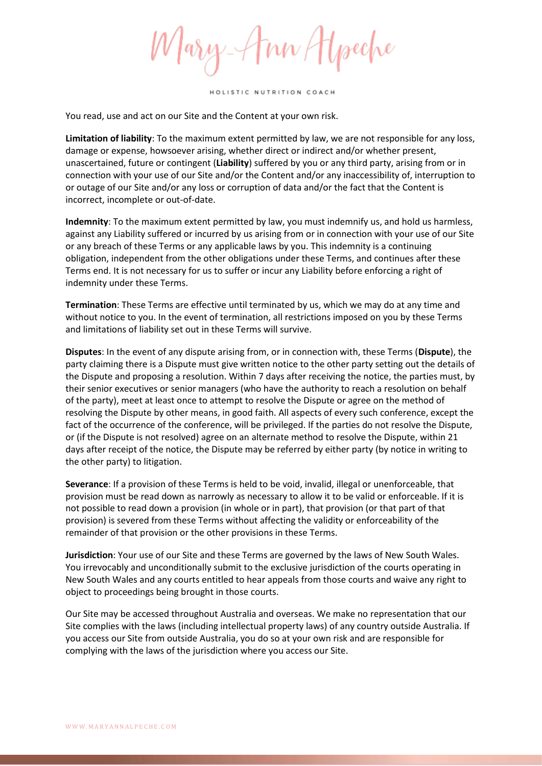You read, use and act on our Site and the Content at your own risk.

**Limitation of liability**: To the maximum extent permitted by law, we are not responsible for any loss, damage or expense, howsoever arising, whether direct or indirect and/or whether present, unascertained, future or contingent (**Liability**) suffered by you or any third party, arising from or in connection with your use of our Site and/or the Content and/or any inaccessibility of, interruption to or outage of our Site and/or any loss or corruption of data and/or the fact that the Content is incorrect, incomplete or out-of-date.

**Indemnity**: To the maximum extent permitted by law, you must indemnify us, and hold us harmless, against any Liability suffered or incurred by us arising from or in connection with your use of our Site or any breach of these Terms or any applicable laws by you. This indemnity is a continuing obligation, independent from the other obligations under these Terms, and continues after these Terms end. It is not necessary for us to suffer or incur any Liability before enforcing a right of indemnity under these Terms.

**Termination**: These Terms are effective until terminated by us, which we may do at any time and without notice to you. In the event of termination, all restrictions imposed on you by these Terms and limitations of liability set out in these Terms will survive.

**Disputes**: In the event of any dispute arising from, or in connection with, these Terms (**Dispute**), the party claiming there is a Dispute must give written notice to the other party setting out the details of the Dispute and proposing a resolution. Within 7 days after receiving the notice, the parties must, by their senior executives or senior managers (who have the authority to reach a resolution on behalf of the party), meet at least once to attempt to resolve the Dispute or agree on the method of resolving the Dispute by other means, in good faith. All aspects of every such conference, except the fact of the occurrence of the conference, will be privileged. If the parties do not resolve the Dispute, or (if the Dispute is not resolved) agree on an alternate method to resolve the Dispute, within 21 days after receipt of the notice, the Dispute may be referred by either party (by notice in writing to the other party) to litigation.

**Severance**: If a provision of these Terms is held to be void, invalid, illegal or unenforceable, that provision must be read down as narrowly as necessary to allow it to be valid or enforceable. If it is not possible to read down a provision (in whole or in part), that provision (or that part of that provision) is severed from these Terms without affecting the validity or enforceability of the remainder of that provision or the other provisions in these Terms.

**Jurisdiction**: Your use of our Site and these Terms are governed by the laws of New South Wales. You irrevocably and unconditionally submit to the exclusive jurisdiction of the courts operating in New South Wales and any courts entitled to hear appeals from those courts and waive any right to object to proceedings being brought in those courts.

Our Site may be accessed throughout Australia and overseas. We make no representation that our Site complies with the laws (including intellectual property laws) of any country outside Australia. If you access our Site from outside Australia, you do so at your own risk and are responsible for complying with the laws of the jurisdiction where you access our Site.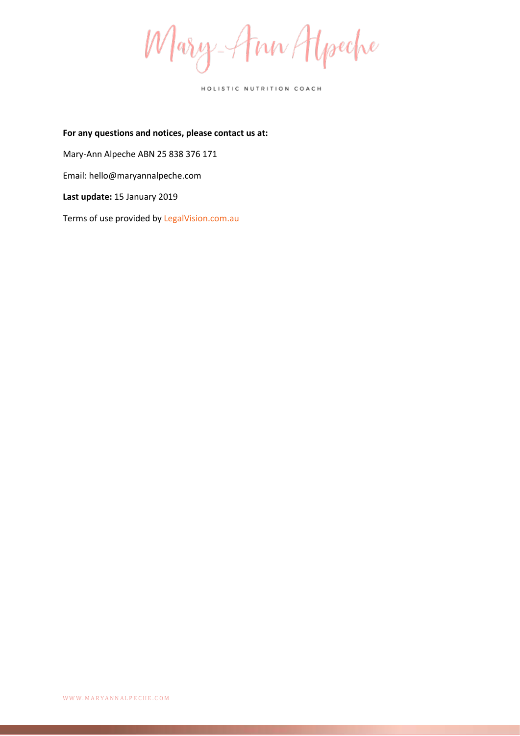**For any questions and notices, please contact us at:**

Mary-Ann Alpeche ABN 25 838 376 171

Email: hello@maryannalpeche.com

**Last update:** 15 January 2019

Terms of use provided by [LegalVision.com.au](LegalVision.com.au)